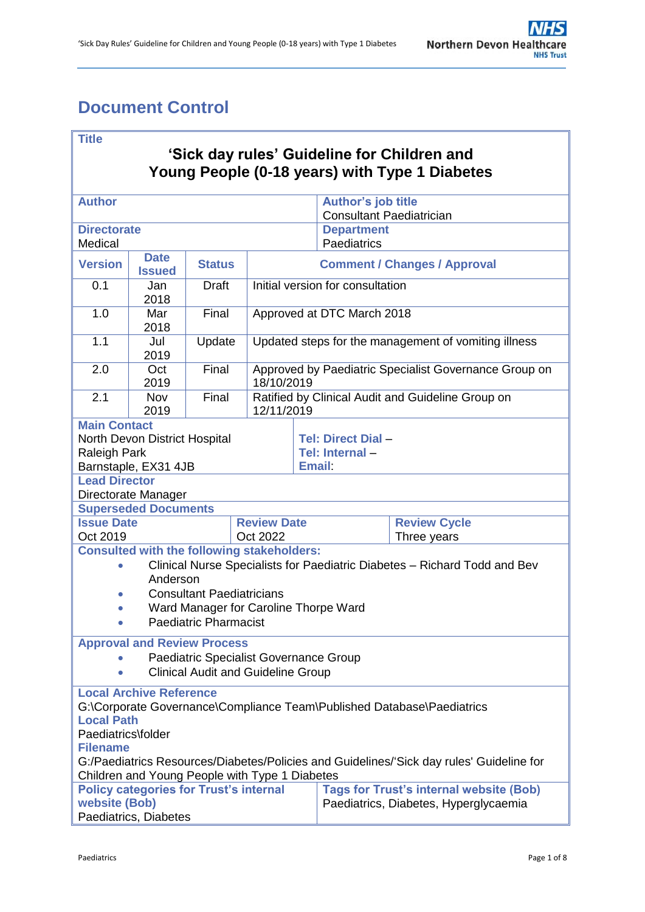# Document Control

| Title | | | |
|---|---|---|---|
| **'Sick day rules' Guideline for Children and Young People (0-18 years) with Type 1 Diabetes** | | | |
| **Author** | | **Author's job title** Consultant Paediatrician | |
| **Directorate** Medical | | **Department** Paediatrics | |

| Version | Date Issued | Status | Comment / Changes / Approval |
|---|---|---|---|
| 0.1 | Jan 2018 | Draft | Initial version for consultation |
| 1.0 | Mar 2018 | Final | Approved at DTC March 2018 |
| 1.1 | Jul 2019 | Update | Updated steps for the management of vomiting illness |
| 2.0 | Oct 2019 | Final | Approved by Paediatric Specialist Governance Group on 18/10/2019 |
| 2.1 | Nov 2019 | Final | Ratified by Clinical Audit and Guideline Group on 12/11/2019 |

**Main Contact**
North Devon District Hospital
Raleigh Park
Barnstaple, EX31 4JB

**Tel: Direct Dial –**
**Tel: Internal –**
**Email:**

**Lead Director**
Directorate Manager

**Superseded Documents**

| Issue Date | Review Date | Review Cycle |
|---|---|---|
| Oct 2019 | Oct 2022 | Three years |

**Consulted with the following stakeholders:**

- Clinical Nurse Specialists for Paediatric Diabetes – Richard Todd and Bev Anderson
- Consultant Paediatricians
- Ward Manager for Caroline Thorpe Ward
- Paediatric Pharmacist

**Approval and Review Process**

- Paediatric Specialist Governance Group
- Clinical Audit and Guideline Group

**Local Archive Reference**
G:\Corporate Governance\Compliance Team\Published Database\Paediatrics

**Local Path**
Paediatrics\folder

**Filename**
G:/Paediatrics Resources/Diabetes/Policies and Guidelines/'Sick day rules' Guideline for Children and Young People with Type 1 Diabetes

| Policy categories for Trust's internal website (Bob) | Tags for Trust's internal website (Bob) |
|---|---|
| Paediatrics, Diabetes | Paediatrics, Diabetes, Hyperglycaemia |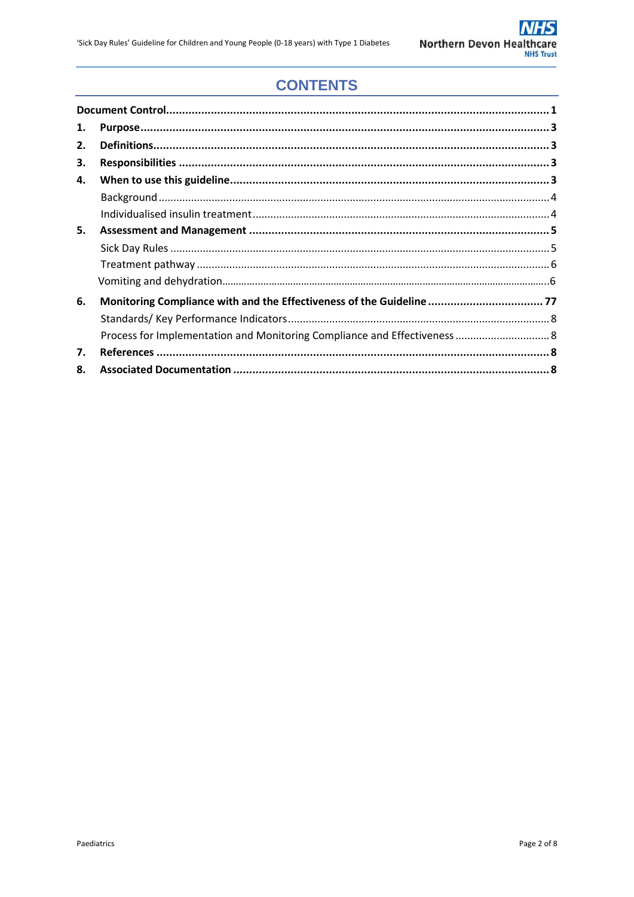# CONTENTS

**Document Control......................................................................................................................1**

1. **Purpose...............................................................................................................................3**
2. **Definitions...........................................................................................................................3**
3. **Responsibilities ...................................................................................................................3**
4. **When to use this guideline...................................................................................................3**
   - Background .....................................................................................................................4
   - Individualised insulin treatment......................................................................................4
5. **Assessment and Management .............................................................................................5**
   - Sick Day Rules .................................................................................................................5
   - Treatment pathway ..........................................................................................................6
   - Vomiting and dehydration................................................................................................6
6. **Monitoring Compliance with and the Effectiveness of the Guideline ....................................77**
   - Standards/ Key Performance Indicators...........................................................................8
   - Process for Implementation and Monitoring Compliance and Effectiveness ......................8
7. **References ..........................................................................................................................8**
8. **Associated Documentation ..................................................................................................8**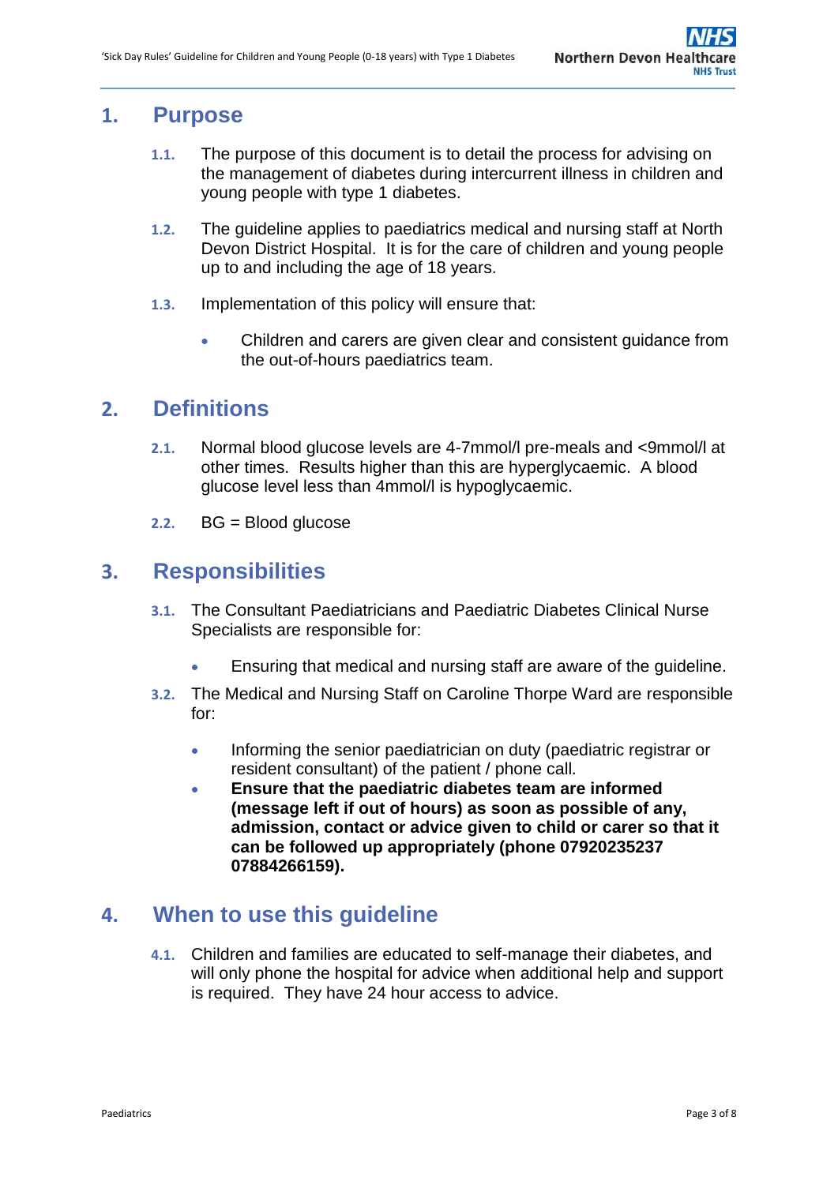## 1. Purpose

**1.1.** The purpose of this document is to detail the process for advising on the management of diabetes during intercurrent illness in children and young people with type 1 diabetes.

**1.2.** The guideline applies to paediatrics medical and nursing staff at North Devon District Hospital. It is for the care of children and young people up to and including the age of 18 years.

**1.3.** Implementation of this policy will ensure that:

- Children and carers are given clear and consistent guidance from the out-of-hours paediatrics team.

## 2. Definitions

**2.1.** Normal blood glucose levels are 4-7mmol/l pre-meals and <9mmol/l at other times. Results higher than this are hyperglycaemic. A blood glucose level less than 4mmol/l is hypoglycaemic.

**2.2.** BG = Blood glucose

## 3. Responsibilities

**3.1.** The Consultant Paediatricians and Paediatric Diabetes Clinical Nurse Specialists are responsible for:

- Ensuring that medical and nursing staff are aware of the guideline.

**3.2.** The Medical and Nursing Staff on Caroline Thorpe Ward are responsible for:

- Informing the senior paediatrician on duty (paediatric registrar or resident consultant) of the patient / phone call.
- **Ensure that the paediatric diabetes team are informed (message left if out of hours) as soon as possible of any, admission, contact or advice given to child or carer so that it can be followed up appropriately (phone 07920235237 07884266159).**

## 4. When to use this guideline

**4.1.** Children and families are educated to self-manage their diabetes, and will only phone the hospital for advice when additional help and support is required. They have 24 hour access to advice.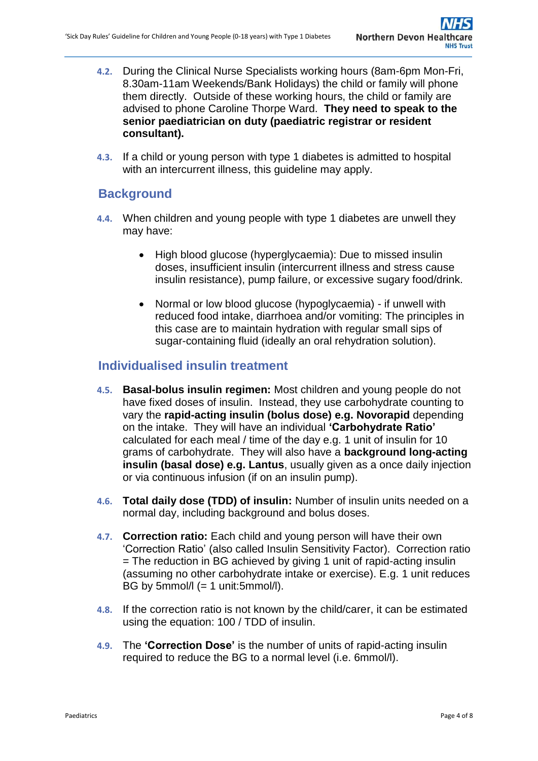4.2. During the Clinical Nurse Specialists working hours (8am-6pm Mon-Fri, 8.30am-11am Weekends/Bank Holidays) the child or family will phone them directly. Outside of these working hours, the child or family are advised to phone Caroline Thorpe Ward. **They need to speak to the senior paediatrician on duty (paediatric registrar or resident consultant).**

4.3. If a child or young person with type 1 diabetes is admitted to hospital with an intercurrent illness, this guideline may apply.

## Background

4.4. When children and young people with type 1 diabetes are unwell they may have:

- High blood glucose (hyperglycaemia): Due to missed insulin doses, insufficient insulin (intercurrent illness and stress cause insulin resistance), pump failure, or excessive sugary food/drink.
- Normal or low blood glucose (hypoglycaemia) - if unwell with reduced food intake, diarrhoea and/or vomiting: The principles in this case are to maintain hydration with regular small sips of sugar-containing fluid (ideally an oral rehydration solution).

## Individualised insulin treatment

4.5. **Basal-bolus insulin regimen:** Most children and young people do not have fixed doses of insulin. Instead, they use carbohydrate counting to vary the **rapid-acting insulin (bolus dose) e.g. Novorapid** depending on the intake. They will have an individual **'Carbohydrate Ratio'** calculated for each meal / time of the day e.g. 1 unit of insulin for 10 grams of carbohydrate. They will also have a **background long-acting insulin (basal dose) e.g. Lantus**, usually given as a once daily injection or via continuous infusion (if on an insulin pump).

4.6. **Total daily dose (TDD) of insulin:** Number of insulin units needed on a normal day, including background and bolus doses.

4.7. **Correction ratio:** Each child and young person will have their own 'Correction Ratio' (also called Insulin Sensitivity Factor). Correction ratio = The reduction in BG achieved by giving 1 unit of rapid-acting insulin (assuming no other carbohydrate intake or exercise). E.g. 1 unit reduces BG by 5mmol/l (= 1 unit:5mmol/l).

4.8. If the correction ratio is not known by the child/carer, it can be estimated using the equation: 100 / TDD of insulin.

4.9. The **'Correction Dose'** is the number of units of rapid-acting insulin required to reduce the BG to a normal level (i.e. 6mmol/l).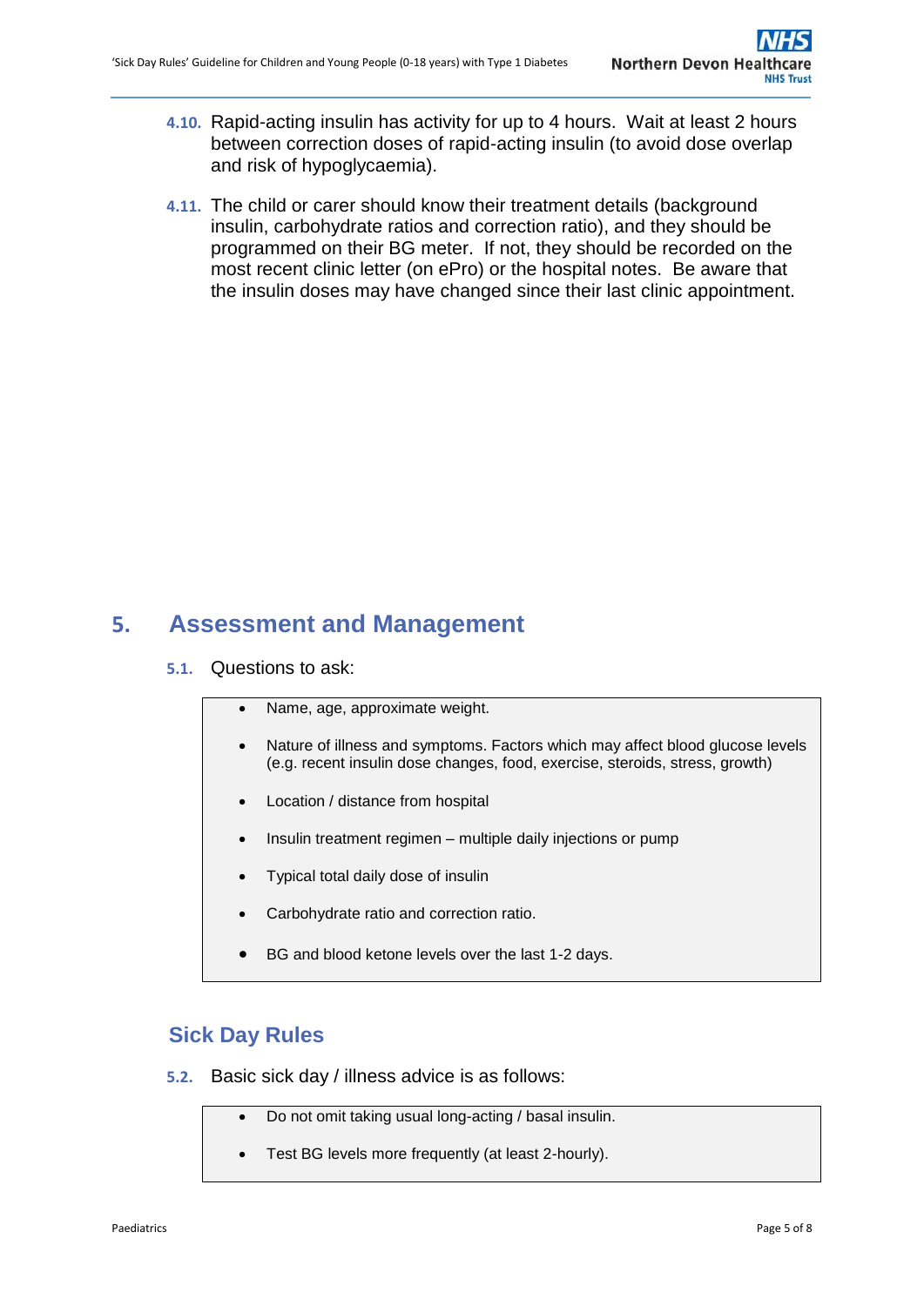**4.10.** Rapid-acting insulin has activity for up to 4 hours. Wait at least 2 hours between correction doses of rapid-acting insulin (to avoid dose overlap and risk of hypoglycaemia).

**4.11.** The child or carer should know their treatment details (background insulin, carbohydrate ratios and correction ratio), and they should be programmed on their BG meter. If not, they should be recorded on the most recent clinic letter (on ePro) or the hospital notes. Be aware that the insulin doses may have changed since their last clinic appointment.

## 5. Assessment and Management

**5.1.** Questions to ask:

- Name, age, approximate weight.
- Nature of illness and symptoms. Factors which may affect blood glucose levels (e.g. recent insulin dose changes, food, exercise, steroids, stress, growth)
- Location / distance from hospital
- Insulin treatment regimen – multiple daily injections or pump
- Typical total daily dose of insulin
- Carbohydrate ratio and correction ratio.
- BG and blood ketone levels over the last 1-2 days.

### Sick Day Rules

**5.2.** Basic sick day / illness advice is as follows:

- Do not omit taking usual long-acting / basal insulin.
- Test BG levels more frequently (at least 2-hourly).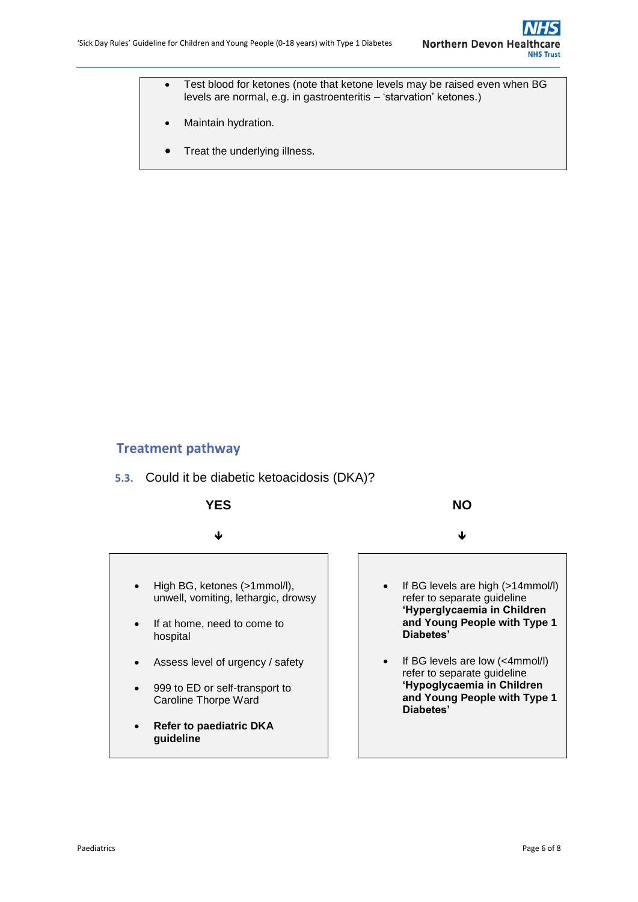- Test blood for ketones (note that ketone levels may be raised even when BG levels are normal, e.g. in gastroenteritis – 'starvation' ketones.)
- Maintain hydration.
- Treat the underlying illness.

## Treatment pathway

**5.3.** Could it be diabetic ketoacidosis (DKA)?

**YES**

↓

- High BG, ketones (>1mmol/l), unwell, vomiting, lethargic, drowsy
- If at home, need to come to hospital
- Assess level of urgency / safety
- 999 to ED or self-transport to Caroline Thorpe Ward
- **Refer to paediatric DKA guideline**

**NO**

↓

- If BG levels are high (>14mmol/l) refer to separate guideline **'Hyperglycaemia in Children and Young People with Type 1 Diabetes'**
- If BG levels are low (<4mmol/l) refer to separate guideline **'Hypoglycaemia in Children and Young People with Type 1 Diabetes'**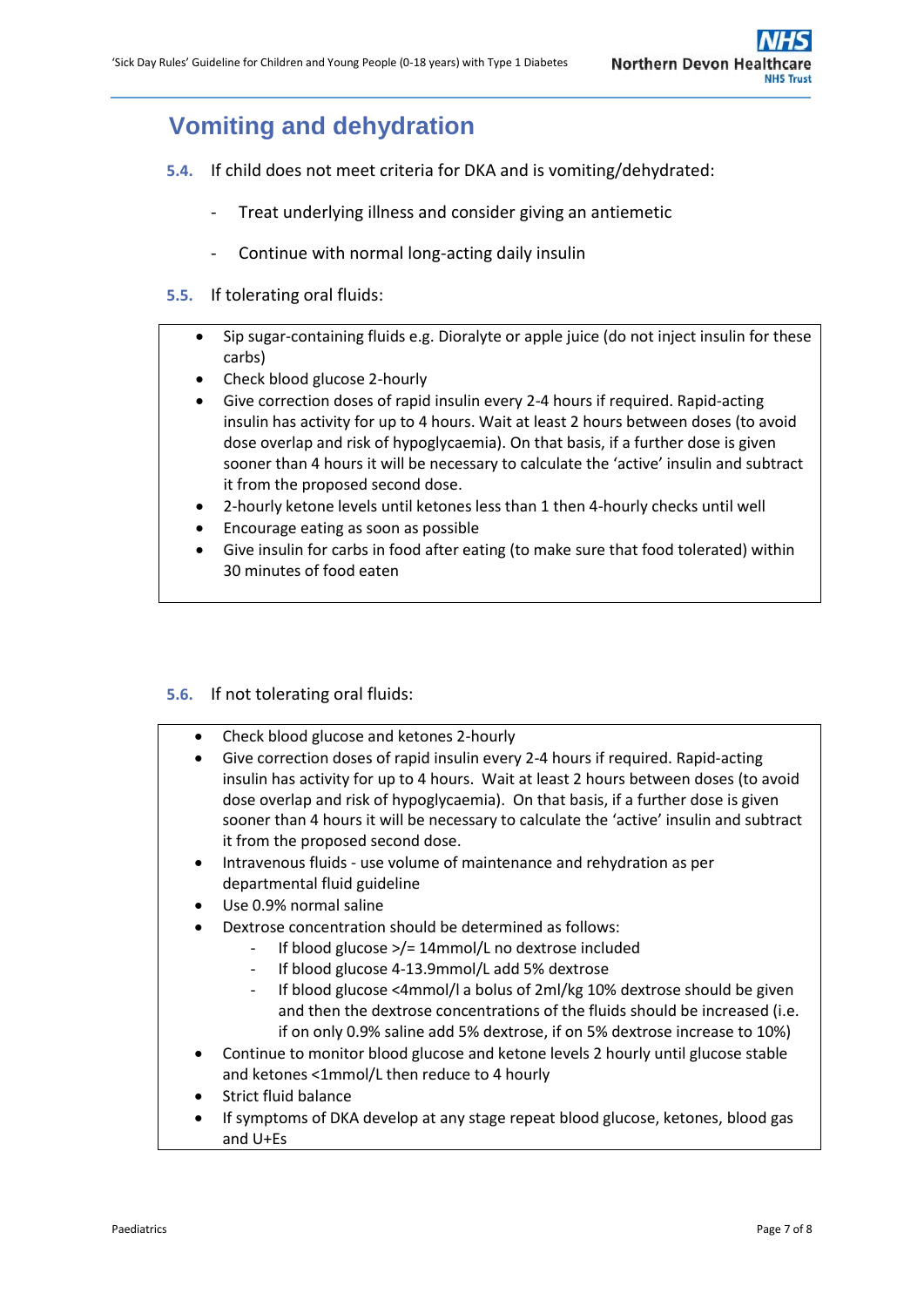## Vomiting and dehydration

**5.4.** If child does not meet criteria for DKA and is vomiting/dehydrated:

- Treat underlying illness and consider giving an antiemetic
- Continue with normal long-acting daily insulin

**5.5.** If tolerating oral fluids:

- Sip sugar-containing fluids e.g. Dioralyte or apple juice (do not inject insulin for these carbs)
- Check blood glucose 2-hourly
- Give correction doses of rapid insulin every 2-4 hours if required. Rapid-acting insulin has activity for up to 4 hours. Wait at least 2 hours between doses (to avoid dose overlap and risk of hypoglycaemia). On that basis, if a further dose is given sooner than 4 hours it will be necessary to calculate the 'active' insulin and subtract it from the proposed second dose.
- 2-hourly ketone levels until ketones less than 1 then 4-hourly checks until well
- Encourage eating as soon as possible
- Give insulin for carbs in food after eating (to make sure that food tolerated) within 30 minutes of food eaten

**5.6.** If not tolerating oral fluids:

- Check blood glucose and ketones 2-hourly
- Give correction doses of rapid insulin every 2-4 hours if required. Rapid-acting insulin has activity for up to 4 hours. Wait at least 2 hours between doses (to avoid dose overlap and risk of hypoglycaemia). On that basis, if a further dose is given sooner than 4 hours it will be necessary to calculate the 'active' insulin and subtract it from the proposed second dose.
- Intravenous fluids - use volume of maintenance and rehydration as per departmental fluid guideline
- Use 0.9% normal saline
- Dextrose concentration should be determined as follows:
  - If blood glucose >/= 14mmol/L no dextrose included
  - If blood glucose 4-13.9mmol/L add 5% dextrose
  - If blood glucose <4mmol/l a bolus of 2ml/kg 10% dextrose should be given and then the dextrose concentrations of the fluids should be increased (i.e. if on only 0.9% saline add 5% dextrose, if on 5% dextrose increase to 10%)
- Continue to monitor blood glucose and ketone levels 2 hourly until glucose stable and ketones <1mmol/L then reduce to 4 hourly
- Strict fluid balance
- If symptoms of DKA develop at any stage repeat blood glucose, ketones, blood gas and U+Es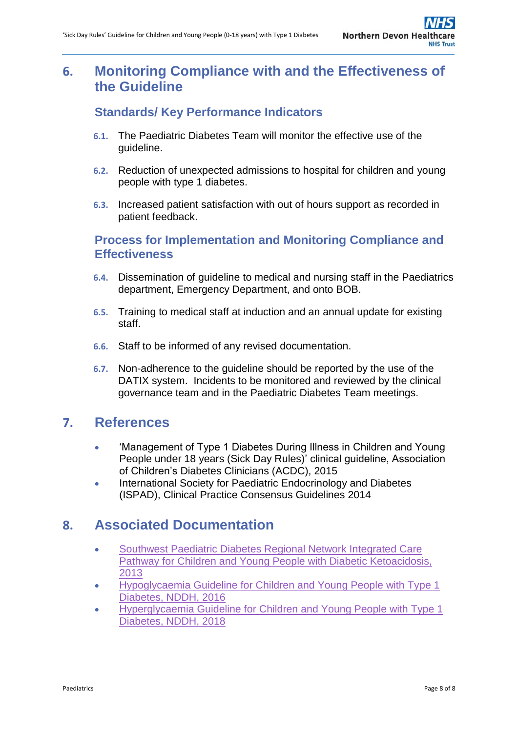## 6. Monitoring Compliance with and the Effectiveness of the Guideline

### Standards/ Key Performance Indicators

6.1. The Paediatric Diabetes Team will monitor the effective use of the guideline.

6.2. Reduction of unexpected admissions to hospital for children and young people with type 1 diabetes.

6.3. Increased patient satisfaction with out of hours support as recorded in patient feedback.

### Process for Implementation and Monitoring Compliance and Effectiveness

6.4. Dissemination of guideline to medical and nursing staff in the Paediatrics department, Emergency Department, and onto BOB.

6.5. Training to medical staff at induction and an annual update for existing staff.

6.6. Staff to be informed of any revised documentation.

6.7. Non-adherence to the guideline should be reported by the use of the DATIX system. Incidents to be monitored and reviewed by the clinical governance team and in the Paediatric Diabetes Team meetings.

## 7. References

- 'Management of Type 1 Diabetes During Illness in Children and Young People under 18 years (Sick Day Rules)' clinical guideline, Association of Children's Diabetes Clinicians (ACDC), 2015
- International Society for Paediatric Endocrinology and Diabetes (ISPAD), Clinical Practice Consensus Guidelines 2014

## 8. Associated Documentation

- Southwest Paediatric Diabetes Regional Network Integrated Care Pathway for Children and Young People with Diabetic Ketoacidosis, 2013
- Hypoglycaemia Guideline for Children and Young People with Type 1 Diabetes, NDDH, 2016
- Hyperglycaemia Guideline for Children and Young People with Type 1 Diabetes, NDDH, 2018